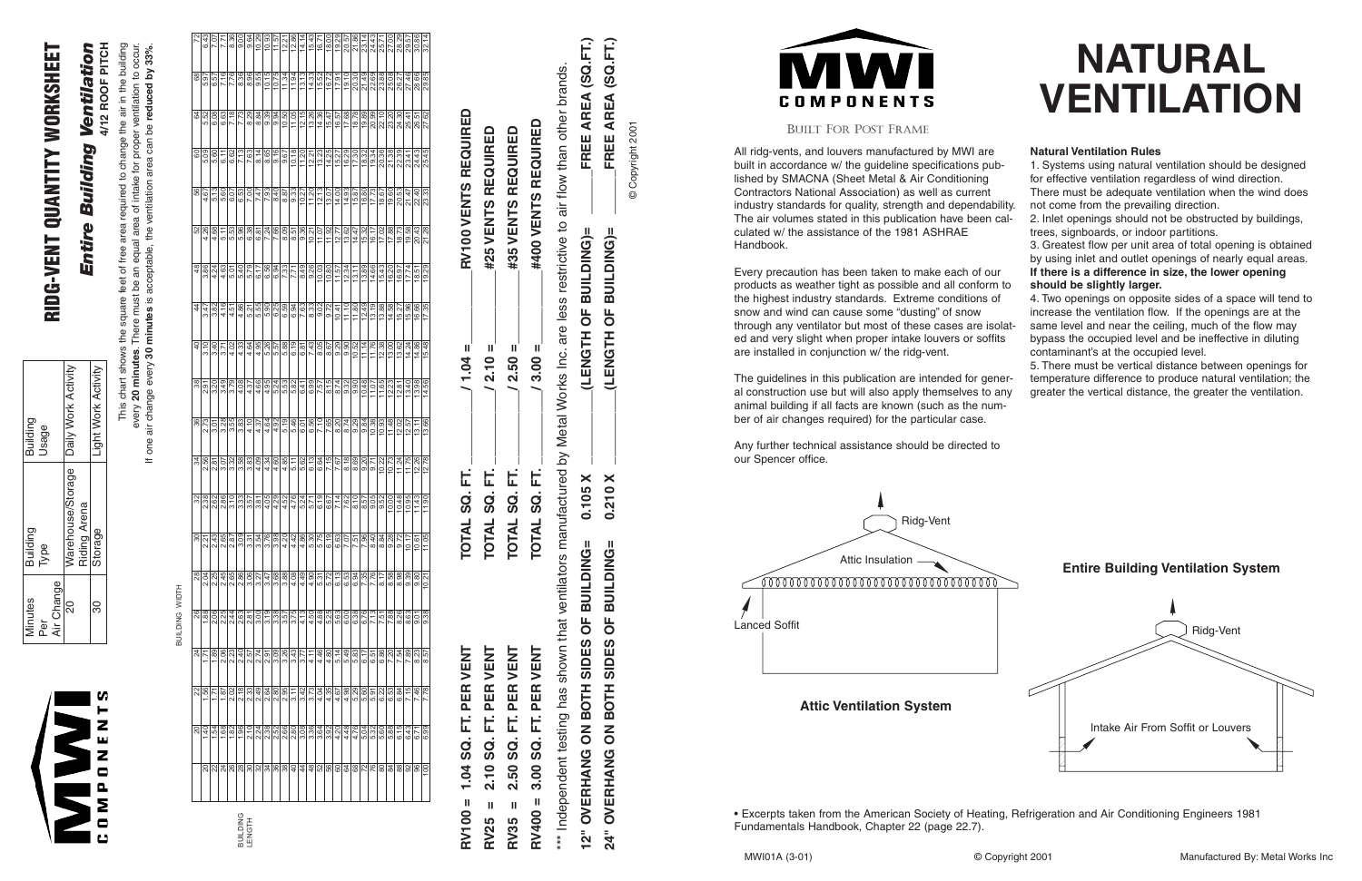# RIDG-VENT QUANTITY WORKSHEET

## *Entire Building Ventilation*

**4/12 ROOF PITCH**

| Minutes Per Air Change | Building Type | Building Usage |
|---|---|---|
| 20 | Warehouse/Storage<br>Riding Arena | Daily Work Activity |
| 30 | Storage | Light Work Activity |

This chart shows the square feet of free area required to change the air in the building every **20 minutes**. There must be an equal area of intake for proper ventilation to occur. If one air change every **30 minutes** is acceptable, the ventilation area can be **reduced by 33%.**

| BUILDING LENGTH | BUILDING WIDTH 20 | 22 | 24 | 26 | 28 | 30 | 32 | 34 | 36 | 38 | 40 | 44 | 48 | 52 | 56 | 60 | 64 | 68 | 72 |
|---|---|---|---|---|---|---|---|---|---|---|---|---|---|---|---|---|---|---|---|
| 20 | 1.40 | 1.56 | 1.71 | 1.88 | 2.04 | 2.21 | 2.38 | 2.56 | 2.73 | 2.91 | 3.10 | 3.47 | 3.86 | 4.26 | 4.67 | 5.09 | 5.52 | 5.97 | 6.43 |
| 22 | 1.54 | 1.71 | 1.89 | 2.06 | 2.25 | 2.43 | 2.62 | 2.81 | 3.01 | 3.20 | 3.40 | 3.82 | 4.24 | 4.68 | 5.13 | 5.60 | 6.08 | 6.57 | 7.07 |
| 24 | 1.68 | 1.87 | 2.06 | 2.25 | 2.45 | 2.65 | 2.86 | 3.07 | 3.28 | 3.49 | 3.71 | 4.16 | 4.63 | 5.11 | 5.60 | 6.11 | 6.63 | 7.16 | 7.71 |
| 26 | 1.82 | 2.02 | 2.23 | 2.44 | 2.65 | 2.87 | 3.10 | 3.32 | 3.55 | 3.79 | 4.02 | 4.51 | 5.01 | 5.53 | 6.07 | 6.62 | 7.18 | 7.76 | 8.36 |
| 28 | 1.96 | 2.18 | 2.40 | 2.63 | 2.86 | 3.09 | 3.33 | 3.58 | 3.83 | 4.08 | 4.33 | 4.86 | 5.40 | 5.96 | 6.53 | 7.13 | 7.73 | 8.36 | 9.00 |
| 30 | 2.10 | 2.33 | 2.57 | 2.81 | 3.06 | 3.31 | 3.57 | 3.83 | 4.10 | 4.37 | 4.64 | 5.21 | 5.79 | 6.38 | 7.00 | 7.63 | 8.29 | 8.96 | 9.64 |
| 32 | 2.24 | 2.49 | 2.74 | 3.00 | 3.27 | 3.54 | 3.81 | 4.09 | 4.37 | 4.66 | 4.95 | 5.55 | 6.17 | 6.81 | 7.47 | 8.14 | 8.84 | 9.55 | 10.29 |
| 34 | 2.38 | 2.64 | 2.91 | 3.19 | 3.47 | 3.76 | 4.05 | 4.34 | 4.64 | 4.95 | 5.26 | 5.90 | 6.56 | 7.24 | 7.93 | 8.65 | 9.39 | 10.15 | 10.93 |
| 36 | 2.52 | 2.80 | 3.09 | 3.38 | 3.68 | 3.98 | 4.29 | 4.60 | 4.92 | 5.24 | 5.57 | 6.25 | 6.94 | 7.66 | 8.40 | 9.16 | 9.94 | 10.75 | 11.57 |
| 38 | 2.66 | 2.95 | 3.26 | 3.57 | 3.88 | 4.20 | 4.52 | 4.85 | 5.19 | 5.53 | 5.88 | 6.59 | 7.33 | 8.09 | 8.87 | 9.67 | 10.50 | 11.34 | 12.21 |
| 40 | 2.80 | 3.11 | 3.43 | 3.75 | 4.08 | 4.42 | 4.76 | 5.11 | 5.46 | 5.82 | 6.19 | 6.94 | 7.71 | 8.51 | 9.33 | 10.18 | 11.05 | 11.94 | 12.86 |
| 44 | 3.08 | 3.42 | 3.77 | 4.13 | 4.49 | 4.86 | 5.24 | 5.62 | 6.01 | 6.41 | 6.81 | 7.63 | 8.49 | 9.36 | 10.27 | 11.20 | 12.15 | 13.13 | 14.14 |
| 48 | 3.36 | 3.73 | 4.11 | 4.50 | 4.90 | 5.30 | 5.71 | 6.13 | 6.56 | 6.99 | 7.43 | 8.33 | 9.26 | 10.21 | 11.20 | 12.21 | 13.26 | 14.33 | 15.43 |
| 52 | 3.64 | 4.04 | 4.46 | 4.88 | 5.31 | 5.75 | 6.19 | 6.64 | 7.10 | 7.57 | 8.05 | 9.02 | 10.03 | 11.07 | 12.13 | 13.23 | 14.36 | 15.52 | 16.71 |
| 56 | 3.92 | 4.35 | 4.80 | 5.25 | 5.72 | 6.19 | 6.67 | 7.15 | 7.65 | 8.15 | 8.67 | 9.72 | 10.80 | 11.92 | 13.07 | 14.25 | 15.47 | 16.72 | 18.00 |
| 60 | 4.20 | 4.67 | 5.14 | 5.63 | 6.13 | 6.63 | 7.14 | 7.67 | 8.20 | 8.74 | 9.29 | 10.41 | 11.57 | 12.77 | 14.00 | 15.27 | 16.57 | 17.91 | 19.29 |
| 64 | 4.48 | 4.98 | 5.49 | 6.00 | 6.53 | 7.07 | 7.62 | 8.18 | 8.74 | 9.32 | 9.90 | 11.10 | 12.34 | 13.62 | 14.93 | 16.29 | 17.68 | 19.10 | 20.57 |
| 68 | 4.76 | 5.29 | 5.83 | 6.38 | 6.94 | 7.51 | 8.10 | 8.69 | 9.29 | 9.90 | 10.52 | 11.80 | 13.11 | 14.47 | 15.87 | 17.30 | 18.78 | 20.30 | 21.86 |
| 72 | 5.04 | 5.60 | 6.17 | 6.76 | 7.35 | 7.96 | 8.57 | 9.20 | 9.84 | 10.48 | 11.14 | 12.49 | 13.89 | 15.32 | 16.80 | 18.32 | 19.89 | 21.49 | 23.14 |
| 76 | 5.32 | 5.91 | 6.51 | 7.13 | 7.76 | 8.40 | 9.05 | 9.71 | 10.38 | 11.07 | 11.76 | 13.19 | 14.66 | 16.17 | 17.73 | 19.34 | 20.99 | 22.69 | 24.43 |
| 80 | 5.60 | 6.22 | 6.86 | 7.51 | 8.17 | 8.84 | 9.52 | 10.22 | 10.93 | 11.65 | 12.38 | 13.88 | 15.43 | 17.02 | 18.67 | 20.36 | 22.10 | 23.88 | 25.71 |
| 84 | 5.88 | 6.53 | 7.20 | 7.88 | 8.58 | 9.28 | 10.00 | 10.73 | 11.48 | 12.23 | 13.00 | 14.58 | 16.20 | 17.88 | 19.60 | 21.38 | 23.20 | 25.08 | 27.00 |
| 88 | 6.15 | 6.84 | 7.54 | 8.26 | 8.98 | 9.72 | 10.48 | 11.24 | 12.02 | 12.81 | 13.62 | 15.27 | 16.97 | 18.73 | 20.53 | 22.39 | 24.30 | 26.27 | 28.29 |
| 92 | 6.43 | 7.15 | 7.89 | 8.63 | 9.39 | 10.17 | 10.95 | 11.75 | 12.57 | 13.40 | 14.24 | 15.96 | 17.74 | 19.58 | 21.47 | 23.41 | 25.41 | 27.46 | 29.57 |
| 96 | 6.71 | 7.46 | 8.23 | 9.01 | 9.80 | 10.61 | 11.43 | 12.26 | 13.11 | 13.98 | 14.86 | 16.66 | 18.51 | 20.43 | 22.40 | 24.43 | 26.51 | 28.66 | 30.86 |
| 100 | 6.99 | 7.78 | 8.57 | 9.38 | 10.21 | 11.05 | 11.90 | 12.78 | 13.66 | 14.56 | 15.48 | 17.35 | 19.29 | 21.28 | 23.33 | 25.45 | 27.62 | 29.85 | 32.14 |

**RV100 = 1.04 SQ. FT. PER VENT** **TOTAL SQ. FT. ________ / 1.04 = ________ RV100 VENTS REQUIRED**

**RV25 = 2.10 SQ. FT. PER VENT** **TOTAL SQ. FT. ________ / 2.10 = ________ #25 VENTS REQUIRED**

**RV35 = 2.50 SQ. FT. PER VENT** **TOTAL SQ. FT. ________ / 2.50 = ________ #35 VENTS REQUIRED**

**RV400 = 3.00 SQ. FT. PER VENT** **TOTAL SQ. FT. ________ / 3.00 = ________ #400 VENTS REQUIRED**

*** Independent testing has shown that ventilators manufactured by Metal Works Inc. are less restrictive to air flow than other brands.

**12" OVERHANG ON BOTH SIDES OF BUILDING= 0.105 X ________ (LENGTH OF BUILDING)= ________ FREE AREA (SQ.FT.)**

**24" OVERHANG ON BOTH SIDES OF BUILDING= 0.210 X ________ (LENGTH OF BUILDING)= ________ FREE AREA (SQ.FT.)**

© Copyright 2001

MWI COMPONENTS

BUILT FOR POST FRAME

# NATURAL VENTILATION

All ridg-vents, and louvers manufactured by MWI are built in accordance w/ the guideline specifications published by SMACNA (Sheet Metal & Air Conditioning Contractors National Association) as well as current industry standards for quality, strength and dependability. The air volumes stated in this publication have been calculated w/ the assistance of the 1981 ASHRAE Handbook.

Every precaution has been taken to make each of our products as weather tight as possible and all conform to the highest industry standards. Extreme conditions of snow and wind can cause some "dusting" of snow through any ventilator but most of these cases are isolated and very slight when proper intake louvers or soffits are installed in conjunction w/ the ridg-vent.

The guidelines in this publication are intended for general construction use but will also apply themselves to any animal building if all facts are known (such as the number of air changes required) for the particular case.

Any further technical assistance should be directed to our Spencer office.

**Natural Ventilation Rules**

1. Systems using natural ventilation should be designed for effective ventilation regardless of wind direction. There must be adequate ventilation when the wind does not come from the prevailing direction.
2. Inlet openings should not be obstructed by buildings, trees, signboards, or indoor partitions.
3. Greatest flow per unit area of total opening is obtained by using inlet and outlet openings of nearly equal areas. **If there is a difference in size, the lower opening should be slightly larger.**
4. Two openings on opposite sides of a space will tend to increase the ventilation flow. If the openings are at the same level and near the ceiling, much of the flow may bypass the occupied level and be ineffective in diluting contaminant's at the occupied level.
5. There must be vertical distance between openings for temperature difference to produce natural ventilation; the greater the vertical distance, the greater the ventilation.

Ridg-Vent

Attic Insulation

Lanced Soffit

**Attic Ventilation System**

**Entire Building Ventilation System**

Ridg-Vent

Intake Air From Soffit or Louvers

• Excerpts taken from the American Society of Heating, Refrigeration and Air Conditioning Engineers 1981 Fundamentals Handbook, Chapter 22 (page 22.7).

MWI01A (3-01) © Copyright 2001 Manufactured By: Metal Works Inc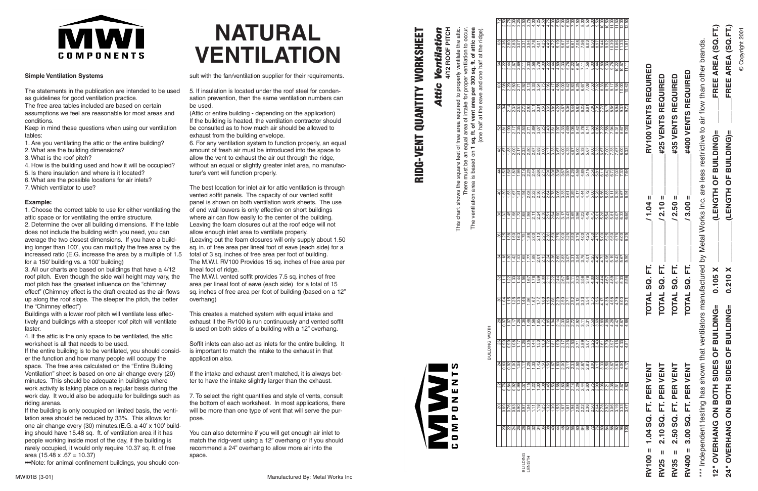# NATURAL VENTILATION

## Simple Ventilation Systems

The statements in the publication are intended to be used as guidelines for good ventilation practice.

The free area tables included are based on certain assumptions we feel are reasonable for most areas and conditions.

Keep in mind these questions when using our ventilation tables:

1. Are you ventilating the attic or the entire building?
2. What are the building dimensions?
3. What is the roof pitch?
4. How is the building used and how it will be occupied?
5. Is there insulation and where is it located?
6. What are the possible locations for air inlets?
7. Which ventilator to use?

## Example:

1. Choose the correct table to use for either ventilating the attic space or for ventilating the entire structure.

2. Determine the over all building dimensions. If the table does not include the building width you need, you can average the two closest dimensions. If you have a building longer than 100', you can multiply the free area by the increased ratio (E.G. increase the area by a multiple of 1.5 for a 150' building vs. a 100' building)

3. All our charts are based on buildings that have a 4/12 roof pitch. Even though the side wall height may vary, the roof pitch has the greatest influence on the "chimney effect" (Chimney effect is the draft created as the air flows up along the roof slope. The steeper the pitch, the better the "Chimney effect")

Buildings with a lower roof pitch will ventilate less effectively and buildings with a steeper roof pitch will ventilate faster.

4. If the attic is the only space to be ventilated, the attic worksheet is all that needs to be used.

If the entire building is to be ventilated, you should consider the function and how many people will occupy the space. The free area calculated on the "Entire Building Ventilation" sheet is based on one air change every (20) minutes. This should be adequate in buildings where work activity is taking place on a regular basis during the work day. It would also be adequate for buildings such as riding arenas.

If the building is only occupied on limited basis, the ventilation area should be reduced by 33%. This allows for one air change every (30) minutes.(E.G. a 40' x 100' building should have 15.48 sq. ft. of ventilation area if it has people working inside most of the day, if the building is rarely occupied, it would only require 10.37 sq. ft. of free area (15.48 x .67 = 10.37)

•••Note: for animal confinement buildings, you should consult with the fan/ventilation supplier for their requirements.

5. If insulation is located under the roof steel for condensation prevention, then the same ventilation numbers can be used.

(Attic or entire building - depending on the application) If the building is heated, the ventilation contractor should be consulted as to how much air should be allowed to exhaust from the building envelope.

6. For any ventilation system to function properly, an equal amount of fresh air must be introduced into the space to allow the vent to exhaust the air out through the ridge, without an equal or slightly greater inlet area, no manufacturer's vent will function properly.

The best location for inlet air for attic ventilation is through vented soffit panels. The capacity of our vented soffit panel is shown on both ventilation work sheets. The use of end wall louvers is only effective on short buildings where air can flow easily to the center of the building. Leaving the foam closures out at the roof edge will not allow enough inlet area to ventilate properly.

(Leaving out the foam closures will only supply about 1.50 sq. in. of free area per lineal foot of eave (each side) for a total of 3 sq. inches of free area per foot of building.

The M.W.I. RV100 Provides 15 sq. inches of free area per lineal foot of ridge.

The M.W.I. vented soffit provides 7.5 sq. inches of free area per lineal foot of eave (each side) for a total of 15 sq. inches of free area per foot of building (based on a 12" overhang)

This creates a matched system with equal intake and exhaust if the Rv100 is run continuously and vented soffit is used on both sides of a building with a 12" overhang.

Soffit inlets can also act as inlets for the entire building. It is important to match the intake to the exhaust in that application also.

If the intake and exhaust aren't matched, it is always better to have the intake slightly larger than the exhaust.

7. To select the right quantities and style of vents, consult the bottom of each worksheet. In most applications, there will be more than one type of vent that will serve the purpose.

You can also determine if you will get enough air inlet to match the ridge-vent using a 12" overhang or if you should recommend a 24" overhang to allow more air into the space.

MWI01B (3-01)

Manufactured By: Metal Works Inc

# RIDG-VENT QUANTITY WORKSHEET

## *Attic Ventilation*

**4/12 ROOF PITCH**

This chart shows the square feet of free area required to properly ventilate the attic. There must be an equal area of intake for proper ventilation to occur. The ventilation area is based on **1 sq. ft. of vent area per 300 sq. ft. of attic area** (one half at the eave and one half at the ridge).

| BUILDING LENGTH \ BUILDING WIDTH | 20 | 22 | 24 | 26 | 28 | 30 | 32 | 34 | 36 | 38 | 40 | 44 | 48 | 52 | 56 | 60 | 64 | 68 | 72 |
|---|---|---|---|---|---|---|---|---|---|---|---|---|---|---|---|---|---|---|---|
| 20 | 0.69 | 0.76 | 0.83 | 0.90 | 0.97 | 1.04 | 1.11 | 1.18 | 1.25 | 1.32 | 1.39 | 1.53 | 1.67 | 1.81 | 1.94 | 2.08 | 2.22 | 2.36 | 2.50 |
| 22 | 0.76 | 0.84 | 0.92 | 0.99 | 1.07 | 1.15 | 1.22 | 1.30 | 1.38 | 1.45 | 1.53 | 1.68 | 1.83 | 1.99 | 2.14 | 2.29 | 2.44 | 2.60 | 2.75 |
| 24 | 0.83 | 0.92 | 1.00 | 1.08 | 1.17 | 1.25 | 1.33 | 1.42 | 1.50 | 1.58 | 1.67 | 1.83 | 2.00 | 2.17 | 2.33 | 2.50 | 2.67 | 2.83 | 3.00 |
| 26 | 0.90 | 0.99 | 1.08 | 1.17 | 1.26 | 1.35 | 1.44 | 1.53 | 1.63 | 1.72 | 1.81 | 1.99 | 2.17 | 2.35 | 2.53 | 2.71 | 2.89 | 3.07 | 3.25 |
| 28 | 0.97 | 1.07 | 1.17 | 1.26 | 1.36 | 1.46 | 1.56 | 1.65 | 1.75 | 1.85 | 1.94 | 2.14 | 2.33 | 2.53 | 2.72 | 2.92 | 3.11 | 3.31 | 3.50 |
| 30 | 1.04 | 1.15 | 1.25 | 1.35 | 1.46 | 1.56 | 1.67 | 1.77 | 1.88 | 1.98 | 2.08 | 2.29 | 2.50 | 2.71 | 2.92 | 3.13 | 3.33 | 3.54 | 3.75 |
| 32 | 1.11 | 1.22 | 1.33 | 1.44 | 1.56 | 1.67 | 1.78 | 1.89 | 2.00 | 2.11 | 2.22 | 2.44 | 2.67 | 2.89 | 3.11 | 3.33 | 3.56 | 3.78 | 4.00 |
| 34 | 1.18 | 1.30 | 1.42 | 1.53 | 1.65 | 1.77 | 1.89 | 2.01 | 2.13 | 2.24 | 2.36 | 2.60 | 2.83 | 3.07 | 3.31 | 3.54 | 3.78 | 4.01 | 4.25 |
| 36 | 1.25 | 1.38 | 1.50 | 1.63 | 1.75 | 1.88 | 2.00 | 2.13 | 2.25 | 2.38 | 2.50 | 2.75 | 3.00 | 3.25 | 3.50 | 3.75 | 4.00 | 4.25 | 4.50 |
| 38 | 1.32 | 1.45 | 1.58 | 1.72 | 1.85 | 1.98 | 2.11 | 2.24 | 2.38 | 2.51 | 2.64 | 2.90 | 3.17 | 3.43 | 3.69 | 3.96 | 4.22 | 4.49 | 4.75 |
| 40 | 1.39 | 1.53 | 1.67 | 1.81 | 1.94 | 2.08 | 2.22 | 2.36 | 2.50 | 2.64 | 2.78 | 3.06 | 3.33 | 3.61 | 3.89 | 4.17 | 4.44 | 4.72 | 5.00 |
| 44 | 1.53 | 1.68 | 1.83 | 1.99 | 2.14 | 2.29 | 2.44 | 2.60 | 2.75 | 2.90 | 3.06 | 3.36 | 3.67 | 3.97 | 4.28 | 4.58 | 4.89 | 5.19 | 5.50 |
| 48 | 1.67 | 1.83 | 2.00 | 2.17 | 2.33 | 2.50 | 2.67 | 2.83 | 3.00 | 3.17 | 3.33 | 3.67 | 4.00 | 4.33 | 4.67 | 5.00 | 5.33 | 5.67 | 6.00 |
| 52 | 1.81 | 1.99 | 2.17 | 2.35 | 2.53 | 2.71 | 2.89 | 3.07 | 3.25 | 3.43 | 3.61 | 3.97 | 4.33 | 4.69 | 5.06 | 5.42 | 5.78 | 6.14 | 6.50 |
| 56 | 1.94 | 2.14 | 2.33 | 2.53 | 2.72 | 2.92 | 3.11 | 3.31 | 3.50 | 3.69 | 3.89 | 4.28 | 4.67 | 5.06 | 5.44 | 5.83 | 6.22 | 6.61 | 7.00 |
| 60 | 2.08 | 2.29 | 2.50 | 2.71 | 2.92 | 3.13 | 3.33 | 3.54 | 3.75 | 3.96 | 4.17 | 4.58 | 5.00 | 5.42 | 5.83 | 6.25 | 6.67 | 7.08 | 7.50 |
| 64 | 2.22 | 2.44 | 2.67 | 2.89 | 3.11 | 3.33 | 3.56 | 3.78 | 4.00 | 4.22 | 4.44 | 4.89 | 5.33 | 5.78 | 6.22 | 6.67 | 7.11 | 7.56 | 8.00 |
| 68 | 2.36 | 2.60 | 2.83 | 3.07 | 3.31 | 3.54 | 3.78 | 4.01 | 4.25 | 4.49 | 4.72 | 5.19 | 5.67 | 6.14 | 6.61 | 7.08 | 7.56 | 8.03 | 8.50 |
| 72 | 2.50 | 2.75 | 3.00 | 3.25 | 3.50 | 3.75 | 4.00 | 4.25 | 4.50 | 4.75 | 5.00 | 5.50 | 6.00 | 6.50 | 7.00 | 7.50 | 8.00 | 8.50 | 9.00 |
| 76 | 2.64 | 2.90 | 3.17 | 3.43 | 3.69 | 3.96 | 4.22 | 4.49 | 4.75 | 5.01 | 5.28 | 5.81 | 6.33 | 6.86 | 7.39 | 7.92 | 8.44 | 8.97 | 9.50 |
| 80 | 2.78 | 3.06 | 3.33 | 3.61 | 3.89 | 4.17 | 4.44 | 4.72 | 5.00 | 5.28 | 5.56 | 6.11 | 6.67 | 7.22 | 7.78 | 8.33 | 8.89 | 9.44 | 10.00 |
| 84 | 2.92 | 3.21 | 3.50 | 3.79 | 4.08 | 4.38 | 4.67 | 4.96 | 5.25 | 5.54 | 5.83 | 6.42 | 7.00 | 7.58 | 8.17 | 8.75 | 9.33 | 9.92 | 10.50 |
| 88 | 3.06 | 3.36 | 3.67 | 3.97 | 4.28 | 4.58 | 4.89 | 5.19 | 5.50 | 5.81 | 6.11 | 6.72 | 7.33 | 7.94 | 8.56 | 9.17 | 9.78 | 10.39 | 11.00 |
| 92 | 3.19 | 3.51 | 3.83 | 4.15 | 4.47 | 4.79 | 5.11 | 5.43 | 5.75 | 6.07 | 6.39 | 7.03 | 7.67 | 8.31 | 8.94 | 9.58 | 10.22 | 10.86 | 11.50 |
| 96 | 3.33 | 3.67 | 4.00 | 4.33 | 4.67 | 5.00 | 5.33 | 5.67 | 6.00 | 6.33 | 6.67 | 7.33 | 8.00 | 8.67 | 9.33 | 10.00 | 10.67 | 11.33 | 12.00 |
| 100 | 3.47 | 3.82 | 4.17 | 4.51 | 4.86 | 5.21 | 5.56 | 5.90 | 6.25 | 6.60 | 6.94 | 7.64 | 8.33 | 9.03 | 9.72 | 10.42 | 11.11 | 11.81 | 12.50 |

**RV100 = 1.04 SQ. FT. PER VENT** TOTAL SQ. FT. ______ **/ 1.04 =** ______ **RV100 VENTS REQUIRED**

**RV25 = 2.10 SQ. FT. PER VENT** TOTAL SQ. FT. ______ **/ 2.10 =** ______ **#25 VENTS REQUIRED**

**RV35 = 2.50 SQ. FT. PER VENT** TOTAL SQ. FT. ______ **/ 2.50 =** ______ **#35 VENTS REQUIRED**

**RV400 = 3.00 SQ. FT. PER VENT** TOTAL SQ. FT. ______ **/ 3.00 =** ______ **#400 VENTS REQUIRED**

*** Independent testing has shown that ventilators manufactured by Metal Works Inc. are less restrictive to air flow than other brands.

**12" OVERHANG ON BOTH SIDES OF BUILDING= 0.105 X** ______ **(LENGTH OF BUILDING)=** ______ **FREE AREA (SQ.FT.)**

**24" OVERHANG ON BOTH SIDES OF BUILDING= 0.210 X** ______ **(LENGTH OF BUILDING)=** ______ **FREE AREA (SQ.FT.)**

© Copyright 2001